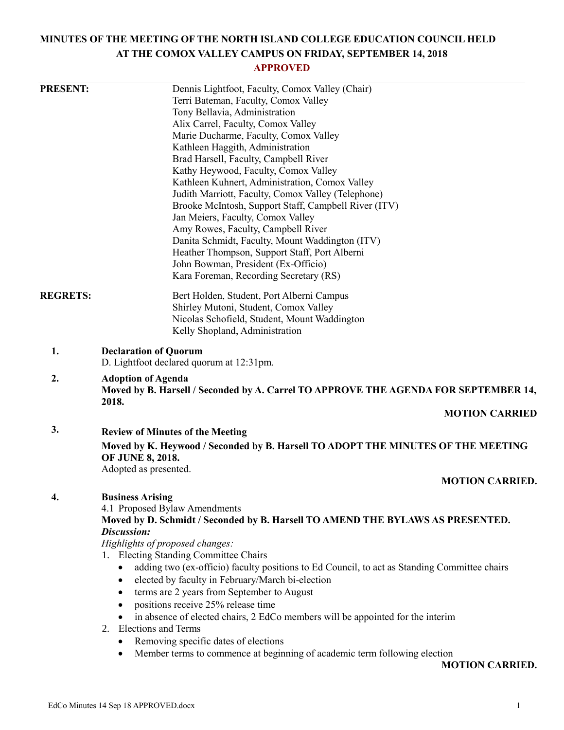# MINUTES OF THE MEETING OF THE NORTH ISLAND COLLEGE EDUCATION COUNCIL HELD AT THE COMOX VALLEY CAMPUS ON FRIDAY, SEPTEMBER 14, 2018

**APPROVED**

| | |
|---|---|
| **PRESENT:** | Dennis Lightfoot, Faculty, Comox Valley (Chair) |
| | Terri Bateman, Faculty, Comox Valley |
| | Tony Bellavia, Administration |
| | Alix Carrel, Faculty, Comox Valley |
| | Marie Ducharme, Faculty, Comox Valley |
| | Kathleen Haggith, Administration |
| | Brad Harsell, Faculty, Campbell River |
| | Kathy Heywood, Faculty, Comox Valley |
| | Kathleen Kuhnert, Administration, Comox Valley |
| | Judith Marriott, Faculty, Comox Valley (Telephone) |
| | Brooke McIntosh, Support Staff, Campbell River (ITV) |
| | Jan Meiers, Faculty, Comox Valley |
| | Amy Rowes, Faculty, Campbell River |
| | Danita Schmidt, Faculty, Mount Waddington (ITV) |
| | Heather Thompson, Support Staff, Port Alberni |
| | John Bowman, President (Ex-Officio) |
| | Kara Foreman, Recording Secretary (RS) |
| **REGRETS:** | Bert Holden, Student, Port Alberni Campus |
| | Shirley Mutoni, Student, Comox Valley |
| | Nicolas Schofield, Student, Mount Waddington |
| | Kelly Shopland, Administration |

**1. Declaration of Quorum**

D. Lightfoot declared quorum at 12:31pm.

**2. Adoption of Agenda**

**Moved by B. Harsell / Seconded by A. Carrel TO APPROVE THE AGENDA FOR SEPTEMBER 14, 2018.**

**MOTION CARRIED**

**3. Review of Minutes of the Meeting**

**Moved by K. Heywood / Seconded by B. Harsell TO ADOPT THE MINUTES OF THE MEETING OF JUNE 8, 2018.**

Adopted as presented.

**MOTION CARRIED.**

**4. Business Arising**

4.1 Proposed Bylaw Amendments

**Moved by D. Schmidt / Seconded by B. Harsell TO AMEND THE BYLAWS AS PRESENTED.**

***Discussion:***

*Highlights of proposed changes:*

1. Electing Standing Committee Chairs
   - adding two (ex-officio) faculty positions to Ed Council, to act as Standing Committee chairs
   - elected by faculty in February/March bi-election
   - terms are 2 years from September to August
   - positions receive 25% release time
   - in absence of elected chairs, 2 EdCo members will be appointed for the interim
2. Elections and Terms
   - Removing specific dates of elections
   - Member terms to commence at beginning of academic term following election

**MOTION CARRIED.**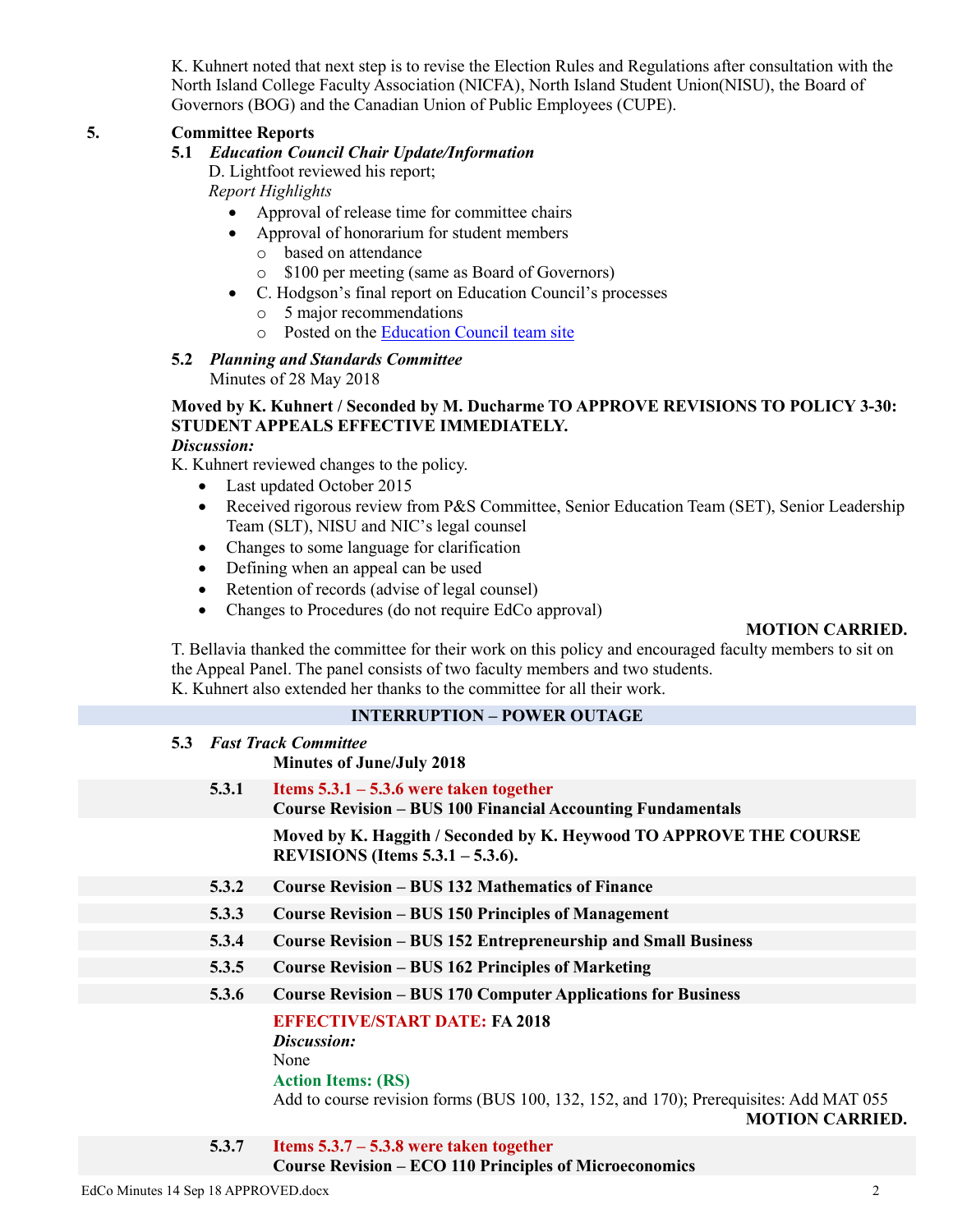K. Kuhnert noted that next step is to revise the Election Rules and Regulations after consultation with the North Island College Faculty Association (NICFA), North Island Student Union(NISU), the Board of Governors (BOG) and the Canadian Union of Public Employees (CUPE).

## 5. Committee Reports

### 5.1 *Education Council Chair Update/Information*

D. Lightfoot reviewed his report;

*Report Highlights*

- Approval of release time for committee chairs
- Approval of honorarium for student members
  - based on attendance
  - $100 per meeting (same as Board of Governors)
- C. Hodgson's final report on Education Council's processes
  - 5 major recommendations
  - Posted on the Education Council team site

### 5.2 *Planning and Standards Committee*

Minutes of 28 May 2018

**Moved by K. Kuhnert / Seconded by M. Ducharme TO APPROVE REVISIONS TO POLICY 3-30: STUDENT APPEALS EFFECTIVE IMMEDIATELY.**

***Discussion:***

K. Kuhnert reviewed changes to the policy.

- Last updated October 2015
- Received rigorous review from P&S Committee, Senior Education Team (SET), Senior Leadership Team (SLT), NISU and NIC's legal counsel
- Changes to some language for clarification
- Defining when an appeal can be used
- Retention of records (advise of legal counsel)
- Changes to Procedures (do not require EdCo approval)

**MOTION CARRIED.**

T. Bellavia thanked the committee for their work on this policy and encouraged faculty members to sit on the Appeal Panel. The panel consists of two faculty members and two students.

K. Kuhnert also extended her thanks to the committee for all their work.

**INTERRUPTION – POWER OUTAGE**

### 5.3 *Fast Track Committee*

**Minutes of June/July 2018**

**5.3.1** **Items 5.3.1 – 5.3.6 were taken together**
**Course Revision – BUS 100 Financial Accounting Fundamentals**

**Moved by K. Haggith / Seconded by K. Heywood TO APPROVE THE COURSE REVISIONS (Items 5.3.1 – 5.3.6).**

**5.3.2** **Course Revision – BUS 132 Mathematics of Finance**

**5.3.3** **Course Revision – BUS 150 Principles of Management**

**5.3.4** **Course Revision – BUS 152 Entrepreneurship and Small Business**

**5.3.5** **Course Revision – BUS 162 Principles of Marketing**

**5.3.6** **Course Revision – BUS 170 Computer Applications for Business**

**EFFECTIVE/START DATE: FA 2018**

***Discussion:***

None

**Action Items: (RS)**

Add to course revision forms (BUS 100, 132, 152, and 170); Prerequisites: Add MAT 055

**MOTION CARRIED.**

**5.3.7** **Items 5.3.7 – 5.3.8 were taken together**
**Course Revision – ECO 110 Principles of Microeconomics**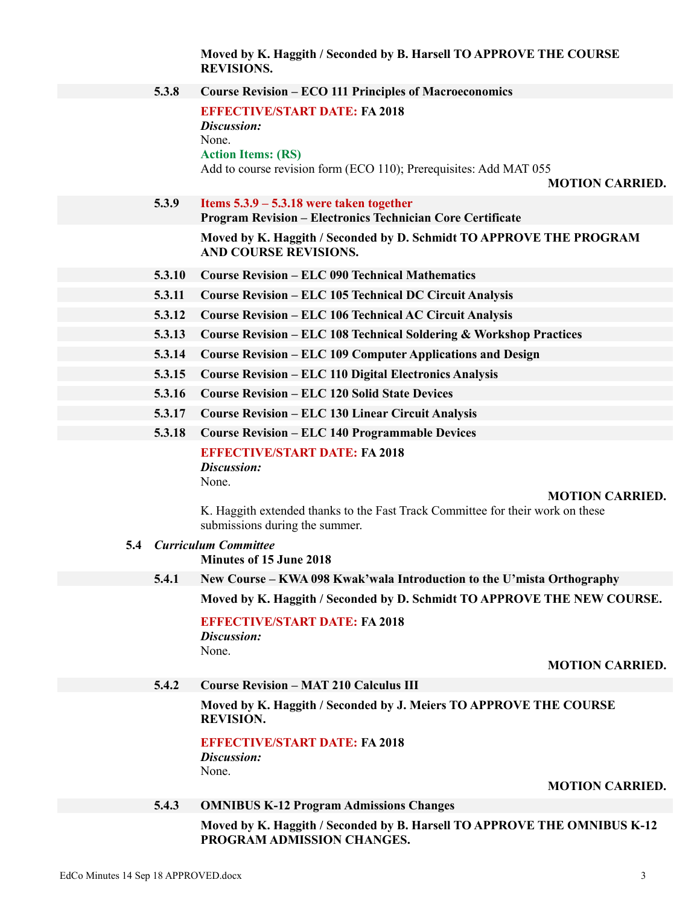**Moved by K. Haggith / Seconded by B. Harsell TO APPROVE THE COURSE REVISIONS.**

**5.3.8 Course Revision – ECO 111 Principles of Macroeconomics**

**EFFECTIVE/START DATE: FA 2018**
***Discussion:***
None.
**Action Items: (RS)**
Add to course revision form (ECO 110); Prerequisites: Add MAT 055

**MOTION CARRIED.**

**5.3.9 Items 5.3.9 – 5.3.18 were taken together**
**Program Revision – Electronics Technician Core Certificate**

**Moved by K. Haggith / Seconded by D. Schmidt TO APPROVE THE PROGRAM AND COURSE REVISIONS.**

**5.3.10 Course Revision – ELC 090 Technical Mathematics**

**5.3.11 Course Revision – ELC 105 Technical DC Circuit Analysis**

**5.3.12 Course Revision – ELC 106 Technical AC Circuit Analysis**

**5.3.13 Course Revision – ELC 108 Technical Soldering & Workshop Practices**

**5.3.14 Course Revision – ELC 109 Computer Applications and Design**

**5.3.15 Course Revision – ELC 110 Digital Electronics Analysis**

**5.3.16 Course Revision – ELC 120 Solid State Devices**

**5.3.17 Course Revision – ELC 130 Linear Circuit Analysis**

**5.3.18 Course Revision – ELC 140 Programmable Devices**

**EFFECTIVE/START DATE: FA 2018**
***Discussion:***
None.

**MOTION CARRIED.**

K. Haggith extended thanks to the Fast Track Committee for their work on these submissions during the summer.

**5.4 *Curriculum Committee***
**Minutes of 15 June 2018**

**5.4.1 New Course – KWA 098 Kwak'wala Introduction to the U'mista Orthography**

**Moved by K. Haggith / Seconded by D. Schmidt TO APPROVE THE NEW COURSE.**

**EFFECTIVE/START DATE: FA 2018**
***Discussion:***
None.

**MOTION CARRIED.**

**5.4.2 Course Revision – MAT 210 Calculus III**

**Moved by K. Haggith / Seconded by J. Meiers TO APPROVE THE COURSE REVISION.**

**EFFECTIVE/START DATE: FA 2018**
***Discussion:***
None.

**MOTION CARRIED.**

**5.4.3 OMNIBUS K-12 Program Admissions Changes**

**Moved by K. Haggith / Seconded by B. Harsell TO APPROVE THE OMNIBUS K-12 PROGRAM ADMISSION CHANGES.**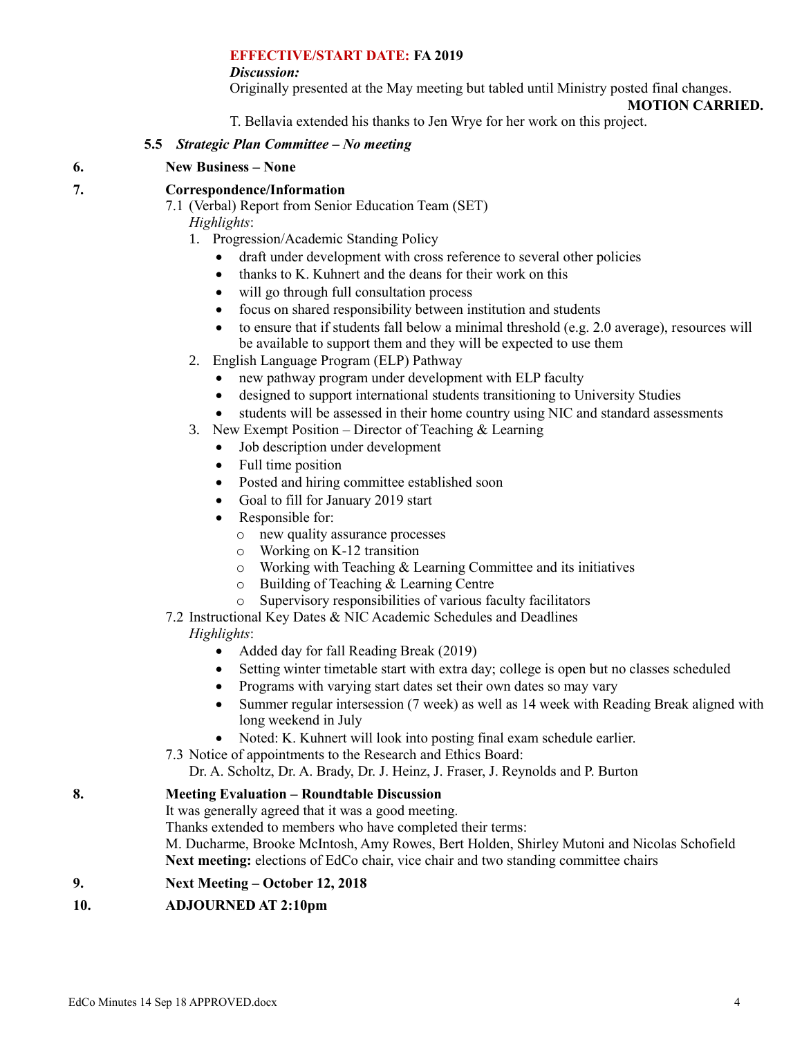**EFFECTIVE/START DATE:** **FA 2019**

***Discussion:***

Originally presented at the May meeting but tabled until Ministry posted final changes.

**MOTION CARRIED.**

T. Bellavia extended his thanks to Jen Wrye for her work on this project.

**5.5** ***Strategic Plan Committee – No meeting***

**6. New Business – None**

**7. Correspondence/Information**

7.1 (Verbal) Report from Senior Education Team (SET)

*Highlights*:

1. Progression/Academic Standing Policy
   - draft under development with cross reference to several other policies
   - thanks to K. Kuhnert and the deans for their work on this
   - will go through full consultation process
   - focus on shared responsibility between institution and students
   - to ensure that if students fall below a minimal threshold (e.g. 2.0 average), resources will be available to support them and they will be expected to use them
2. English Language Program (ELP) Pathway
   - new pathway program under development with ELP faculty
   - designed to support international students transitioning to University Studies
   - students will be assessed in their home country using NIC and standard assessments
3. New Exempt Position – Director of Teaching & Learning
   - Job description under development
   - Full time position
   - Posted and hiring committee established soon
   - Goal to fill for January 2019 start
   - Responsible for:
     - new quality assurance processes
     - Working on K-12 transition
     - Working with Teaching & Learning Committee and its initiatives
     - Building of Teaching & Learning Centre
     - Supervisory responsibilities of various faculty facilitators

7.2 Instructional Key Dates & NIC Academic Schedules and Deadlines

*Highlights*:

- Added day for fall Reading Break (2019)
- Setting winter timetable start with extra day; college is open but no classes scheduled
- Programs with varying start dates set their own dates so may vary
- Summer regular intersession (7 week) as well as 14 week with Reading Break aligned with long weekend in July
- Noted: K. Kuhnert will look into posting final exam schedule earlier.

7.3 Notice of appointments to the Research and Ethics Board:

Dr. A. Scholtz, Dr. A. Brady, Dr. J. Heinz, J. Fraser, J. Reynolds and P. Burton

**8. Meeting Evaluation – Roundtable Discussion**

It was generally agreed that it was a good meeting.

Thanks extended to members who have completed their terms:

M. Ducharme, Brooke McIntosh, Amy Rowes, Bert Holden, Shirley Mutoni and Nicolas Schofield

**Next meeting:** elections of EdCo chair, vice chair and two standing committee chairs

**9. Next Meeting – October 12, 2018**

**10. ADJOURNED AT 2:10pm**